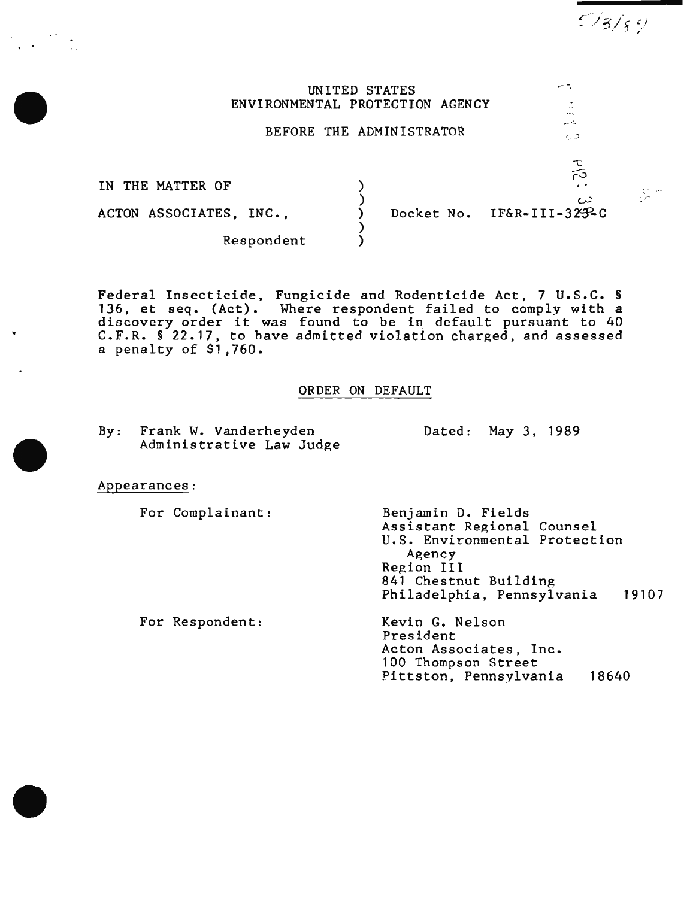UNITED STATES
ENVIRONMENTAL PROTECTION AGENCY

BEFORE THE ADMINISTRATOR

| | | |
|---|---|---|
| IN THE MATTER OF | ) | |
| | ) | |
| ACTON ASSOCIATES, INC., | ) | Docket No. IF&R-III-329-C |
| | ) | |
| Respondent | ) | |

Federal Insecticide, Fungicide and Rodenticide Act, 7 U.S.C. § 136, et seq. (Act). Where respondent failed to comply with a discovery order it was found to be in default pursuant to 40 C.F.R. § 22.17, to have admitted violation charged, and assessed a penalty of $1,760.

## ORDER ON DEFAULT

By: Frank W. Vanderheyden
Administrative Law Judge

Dated: May 3, 1989

Appearances:

For Complainant:

Benjamin D. Fields
Assistant Regional Counsel
U.S. Environmental Protection Agency
Region III
841 Chestnut Building
Philadelphia, Pennsylvania 19107

For Respondent:

Kevin G. Nelson
President
Acton Associates, Inc.
100 Thompson Street
Pittston, Pennsylvania 18640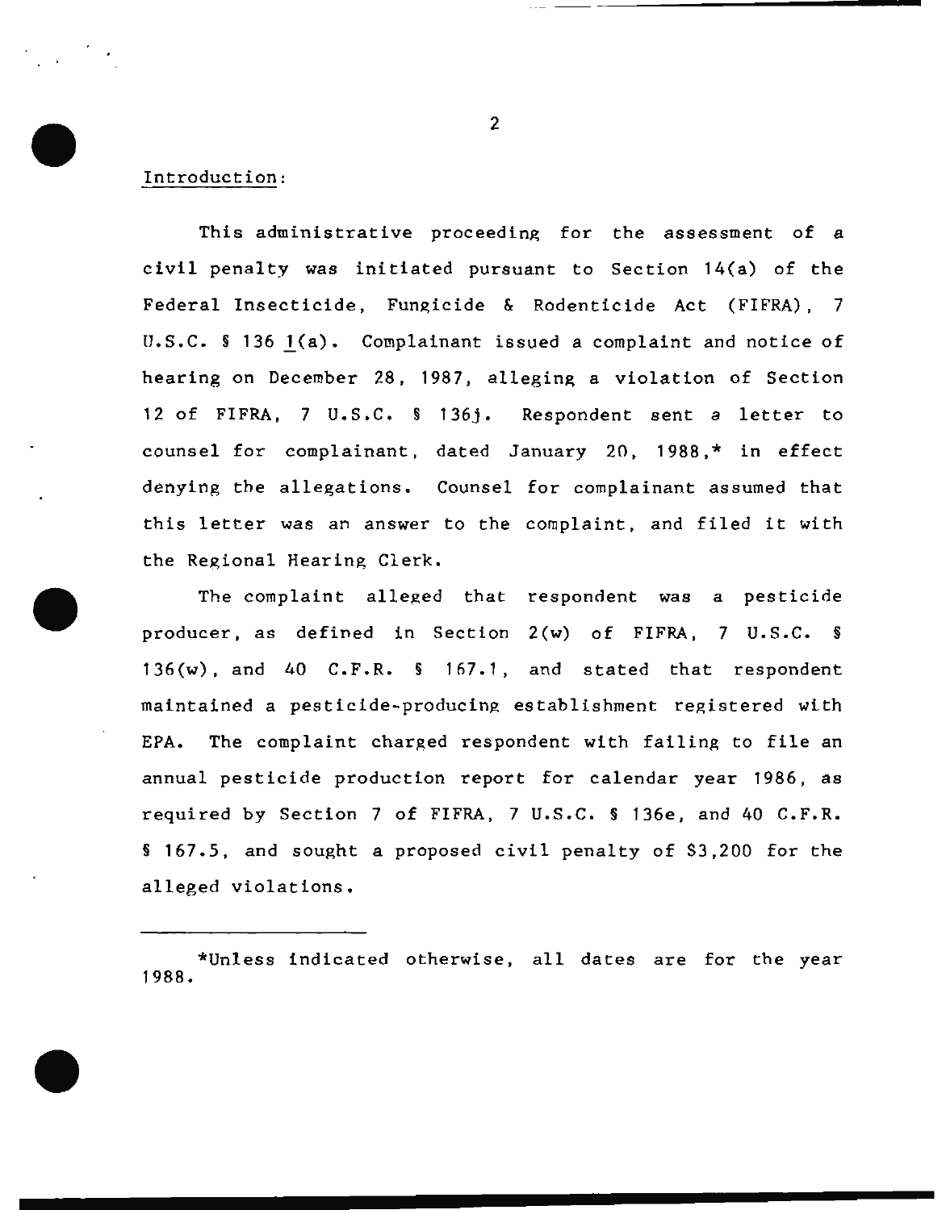Introduction:

This administrative proceeding for the assessment of a civil penalty was initiated pursuant to Section 14(a) of the Federal Insecticide, Fungicide & Rodenticide Act (FIFRA), 7 U.S.C. § 136 1(a). Complainant issued a complaint and notice of hearing on December 28, 1987, alleging a violation of Section 12 of FIFRA, 7 U.S.C. § 136j. Respondent sent a letter to counsel for complainant, dated January 20, 1988,* in effect denying the allegations. Counsel for complainant assumed that this letter was an answer to the complaint, and filed it with the Regional Hearing Clerk.

The complaint alleged that respondent was a pesticide producer, as defined in Section 2(w) of FIFRA, 7 U.S.C. § 136(w), and 40 C.F.R. § 167.1, and stated that respondent maintained a pesticide-producing establishment registered with EPA. The complaint charged respondent with failing to file an annual pesticide production report for calendar year 1986, as required by Section 7 of FIFRA, 7 U.S.C. § 136e, and 40 C.F.R. § 167.5, and sought a proposed civil penalty of $3,200 for the alleged violations.

---

*Unless indicated otherwise, all dates are for the year 1988.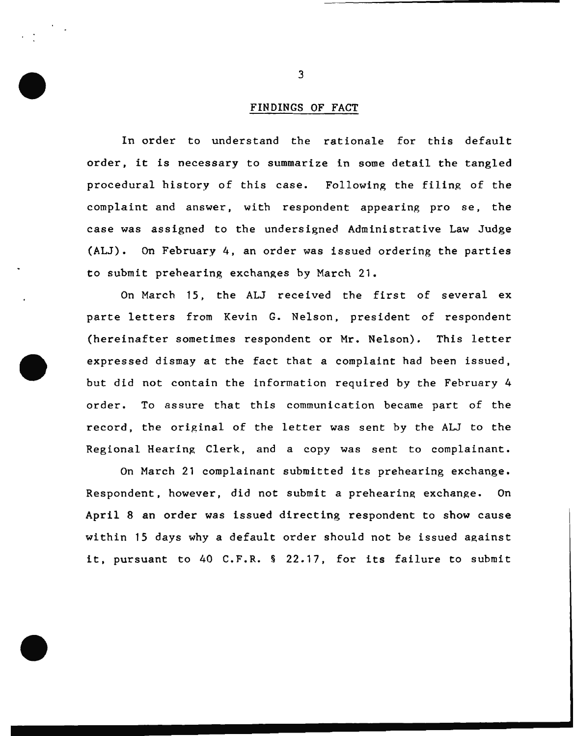## FINDINGS OF FACT

In order to understand the rationale for this default order, it is necessary to summarize in some detail the tangled procedural history of this case. Following the filing of the complaint and answer, with respondent appearing pro se, the case was assigned to the undersigned Administrative Law Judge (ALJ). On February 4, an order was issued ordering the parties to submit prehearing exchanges by March 21.

On March 15, the ALJ received the first of several ex parte letters from Kevin G. Nelson, president of respondent (hereinafter sometimes respondent or Mr. Nelson). This letter expressed dismay at the fact that a complaint had been issued, but did not contain the information required by the February 4 order. To assure that this communication became part of the record, the original of the letter was sent by the ALJ to the Regional Hearing Clerk, and a copy was sent to complainant.

On March 21 complainant submitted its prehearing exchange. Respondent, however, did not submit a prehearing exchange. On April 8 an order was issued directing respondent to show cause within 15 days why a default order should not be issued against it, pursuant to 40 C.F.R. § 22.17, for its failure to submit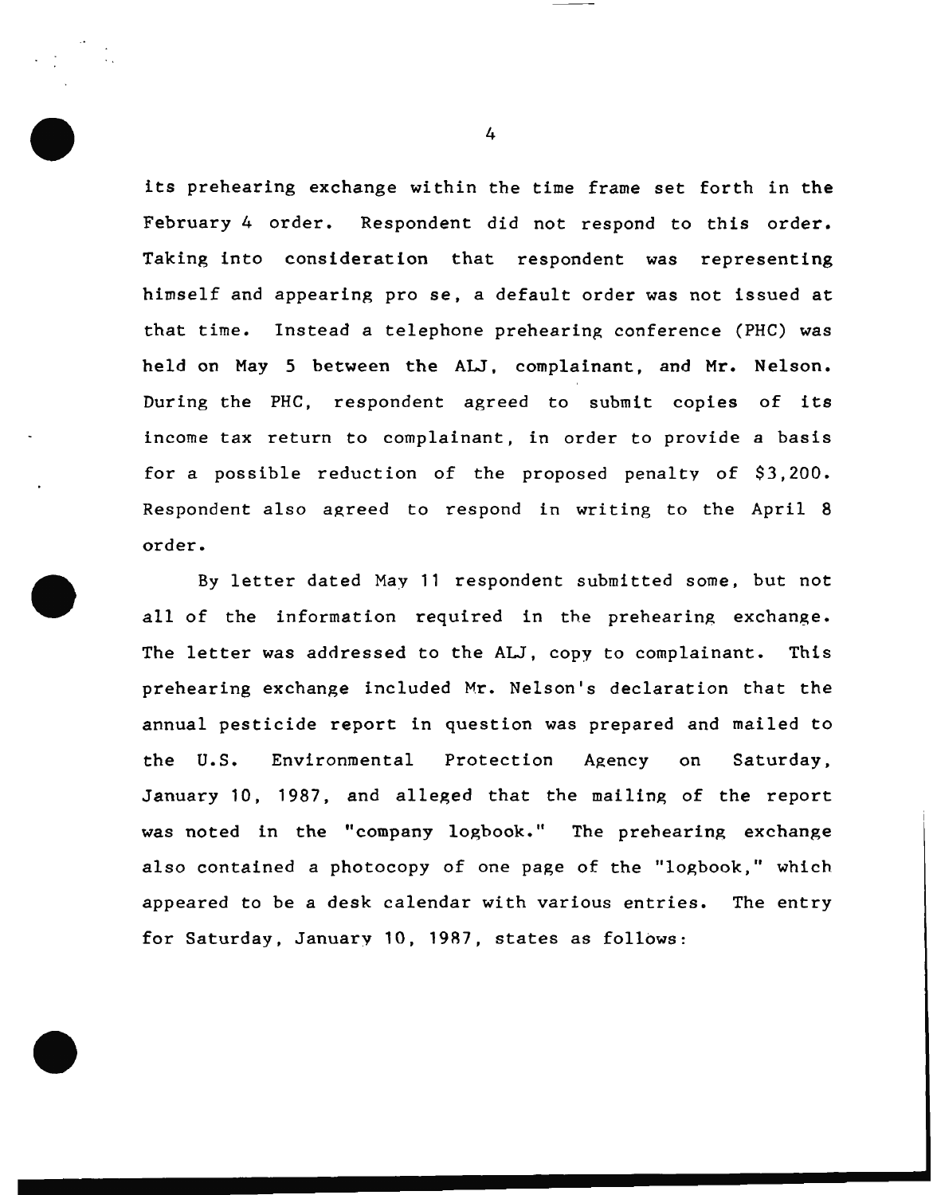its prehearing exchange within the time frame set forth in the February 4 order. Respondent did not respond to this order. Taking into consideration that respondent was representing himself and appearing pro se, a default order was not issued at that time. Instead a telephone prehearing conference (PHC) was held on May 5 between the ALJ, complainant, and Mr. Nelson. During the PHC, respondent agreed to submit copies of its income tax return to complainant, in order to provide a basis for a possible reduction of the proposed penalty of $3,200. Respondent also agreed to respond in writing to the April 8 order.

By letter dated May 11 respondent submitted some, but not all of the information required in the prehearing exchange. The letter was addressed to the ALJ, copy to complainant. This prehearing exchange included Mr. Nelson's declaration that the annual pesticide report in question was prepared and mailed to the U.S. Environmental Protection Agency on Saturday, January 10, 1987, and alleged that the mailing of the report was noted in the "company logbook." The prehearing exchange also contained a photocopy of one page of the "logbook," which appeared to be a desk calendar with various entries. The entry for Saturday, January 10, 1987, states as follows: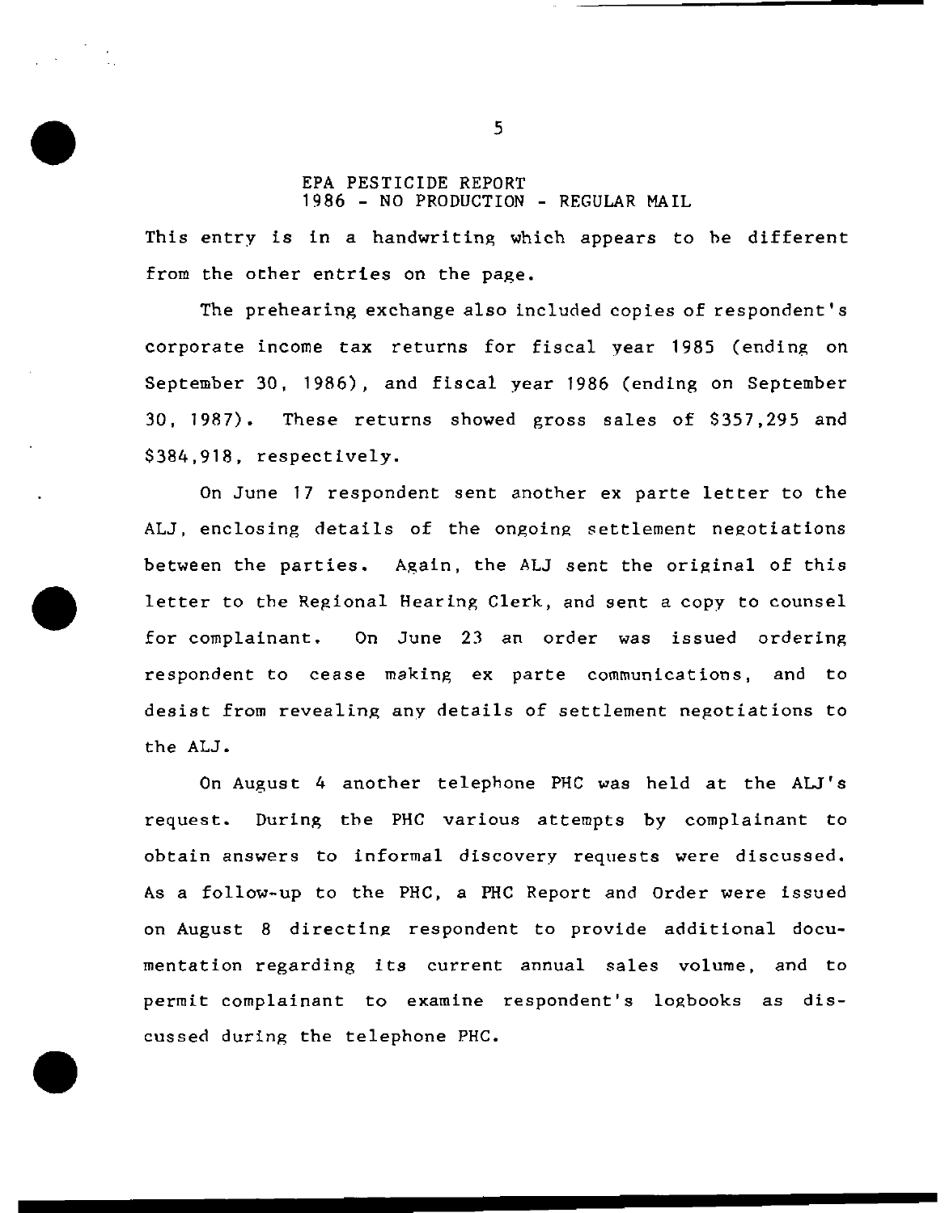EPA PESTICIDE REPORT
1986 - NO PRODUCTION - REGULAR MAIL

This entry is in a handwriting which appears to be different from the other entries on the page.

The prehearing exchange also included copies of respondent's corporate income tax returns for fiscal year 1985 (ending on September 30, 1986), and fiscal year 1986 (ending on September 30, 1987). These returns showed gross sales of $357,295 and $384,918, respectively.

On June 17 respondent sent another ex parte letter to the ALJ, enclosing details of the ongoing settlement negotiations between the parties. Again, the ALJ sent the original of this letter to the Regional Hearing Clerk, and sent a copy to counsel for complainant. On June 23 an order was issued ordering respondent to cease making ex parte communications, and to desist from revealing any details of settlement negotiations to the ALJ.

On August 4 another telephone PHC was held at the ALJ's request. During the PHC various attempts by complainant to obtain answers to informal discovery requests were discussed. As a follow-up to the PHC, a PHC Report and Order were issued on August 8 directing respondent to provide additional documentation regarding its current annual sales volume, and to permit complainant to examine respondent's logbooks as discussed during the telephone PHC.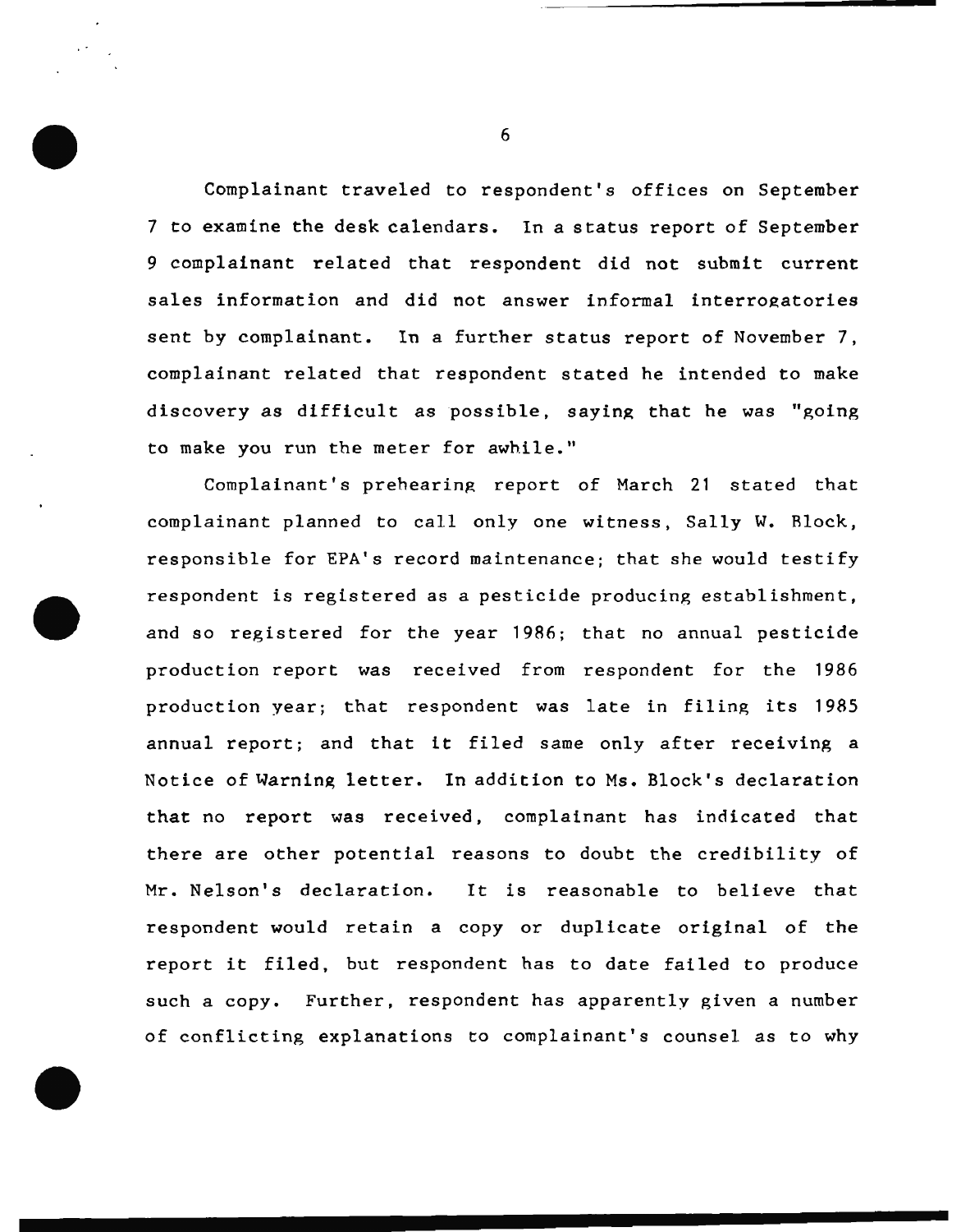Complainant traveled to respondent's offices on September 7 to examine the desk calendars. In a status report of September 9 complainant related that respondent did not submit current sales information and did not answer informal interrogatories sent by complainant. In a further status report of November 7, complainant related that respondent stated he intended to make discovery as difficult as possible, saying that he was "going to make you run the meter for awhile."

Complainant's prehearing report of March 21 stated that complainant planned to call only one witness, Sally W. Block, responsible for EPA's record maintenance; that she would testify respondent is registered as a pesticide producing establishment, and so registered for the year 1986; that no annual pesticide production report was received from respondent for the 1986 production year; that respondent was late in filing its 1985 annual report; and that it filed same only after receiving a Notice of Warning letter. In addition to Ms. Block's declaration that no report was received, complainant has indicated that there are other potential reasons to doubt the credibility of Mr. Nelson's declaration. It is reasonable to believe that respondent would retain a copy or duplicate original of the report it filed, but respondent has to date failed to produce such a copy. Further, respondent has apparently given a number of conflicting explanations to complainant's counsel as to why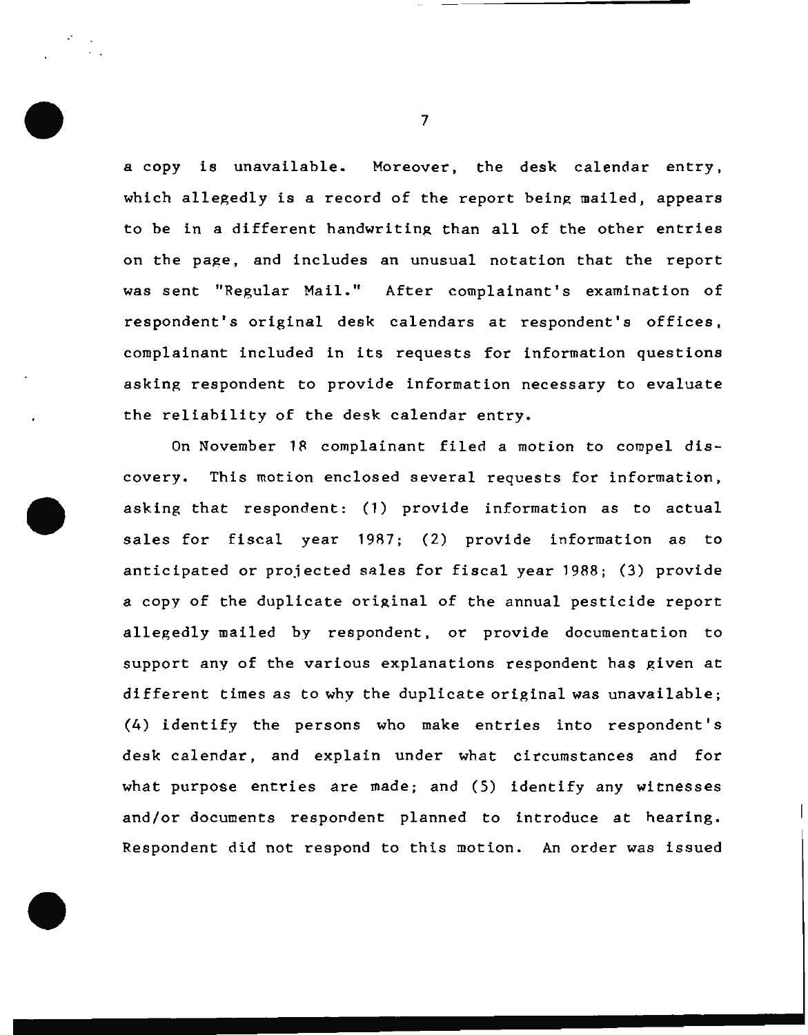a copy is unavailable. Moreover, the desk calendar entry, which allegedly is a record of the report being mailed, appears to be in a different handwriting than all of the other entries on the page, and includes an unusual notation that the report was sent "Regular Mail." After complainant's examination of respondent's original desk calendars at respondent's offices, complainant included in its requests for information questions asking respondent to provide information necessary to evaluate the reliability of the desk calendar entry.

On November 18 complainant filed a motion to compel discovery. This motion enclosed several requests for information, asking that respondent: (1) provide information as to actual sales for fiscal year 1987; (2) provide information as to anticipated or projected sales for fiscal year 1988; (3) provide a copy of the duplicate original of the annual pesticide report allegedly mailed by respondent, or provide documentation to support any of the various explanations respondent has given at different times as to why the duplicate original was unavailable; (4) identify the persons who make entries into respondent's desk calendar, and explain under what circumstances and for what purpose entries are made; and (5) identify any witnesses and/or documents respondent planned to introduce at hearing. Respondent did not respond to this motion. An order was issued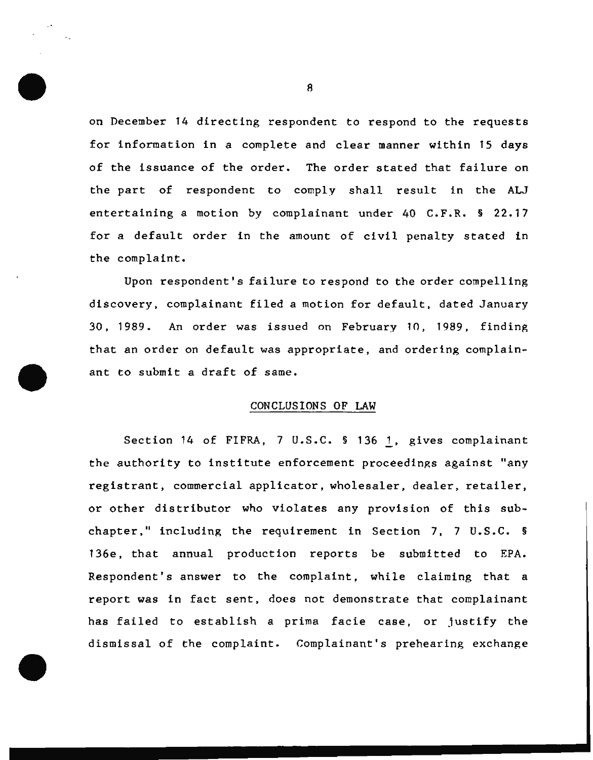on December 14 directing respondent to respond to the requests for information in a complete and clear manner within 15 days of the issuance of the order. The order stated that failure on the part of respondent to comply shall result in the ALJ entertaining a motion by complainant under 40 C.F.R. § 22.17 for a default order in the amount of civil penalty stated in the complaint.

Upon respondent's failure to respond to the order compelling discovery, complainant filed a motion for default, dated January 30, 1989. An order was issued on February 10, 1989, finding that an order on default was appropriate, and ordering complainant to submit a draft of same.

## CONCLUSIONS OF LAW

Section 14 of FIFRA, 7 U.S.C. § 136 l, gives complainant the authority to institute enforcement proceedings against "any registrant, commercial applicator, wholesaler, dealer, retailer, or other distributor who violates any provision of this subchapter," including the requirement in Section 7, 7 U.S.C. § 136e, that annual production reports be submitted to EPA. Respondent's answer to the complaint, while claiming that a report was in fact sent, does not demonstrate that complainant has failed to establish a prima facie case, or justify the dismissal of the complaint. Complainant's prehearing exchange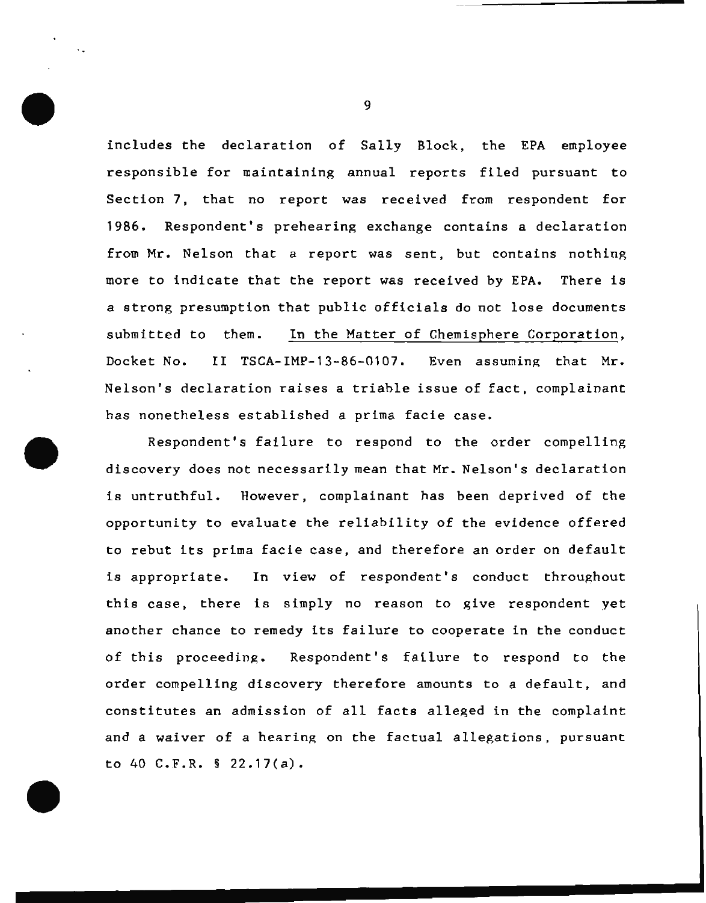includes the declaration of Sally Block, the EPA employee responsible for maintaining annual reports filed pursuant to Section 7, that no report was received from respondent for 1986. Respondent's prehearing exchange contains a declaration from Mr. Nelson that a report was sent, but contains nothing more to indicate that the report was received by EPA. There is a strong presumption that public officials do not lose documents submitted to them. In the Matter of Chemisphere Corporation, Docket No. II TSCA-IMP-13-86-0107. Even assuming that Mr. Nelson's declaration raises a triable issue of fact, complainant has nonetheless established a prima facie case.

Respondent's failure to respond to the order compelling discovery does not necessarily mean that Mr. Nelson's declaration is untruthful. However, complainant has been deprived of the opportunity to evaluate the reliability of the evidence offered to rebut its prima facie case, and therefore an order on default is appropriate. In view of respondent's conduct throughout this case, there is simply no reason to give respondent yet another chance to remedy its failure to cooperate in the conduct of this proceeding. Respondent's failure to respond to the order compelling discovery therefore amounts to a default, and constitutes an admission of all facts alleged in the complaint and a waiver of a hearing on the factual allegations, pursuant to 40 C.F.R. § 22.17(a).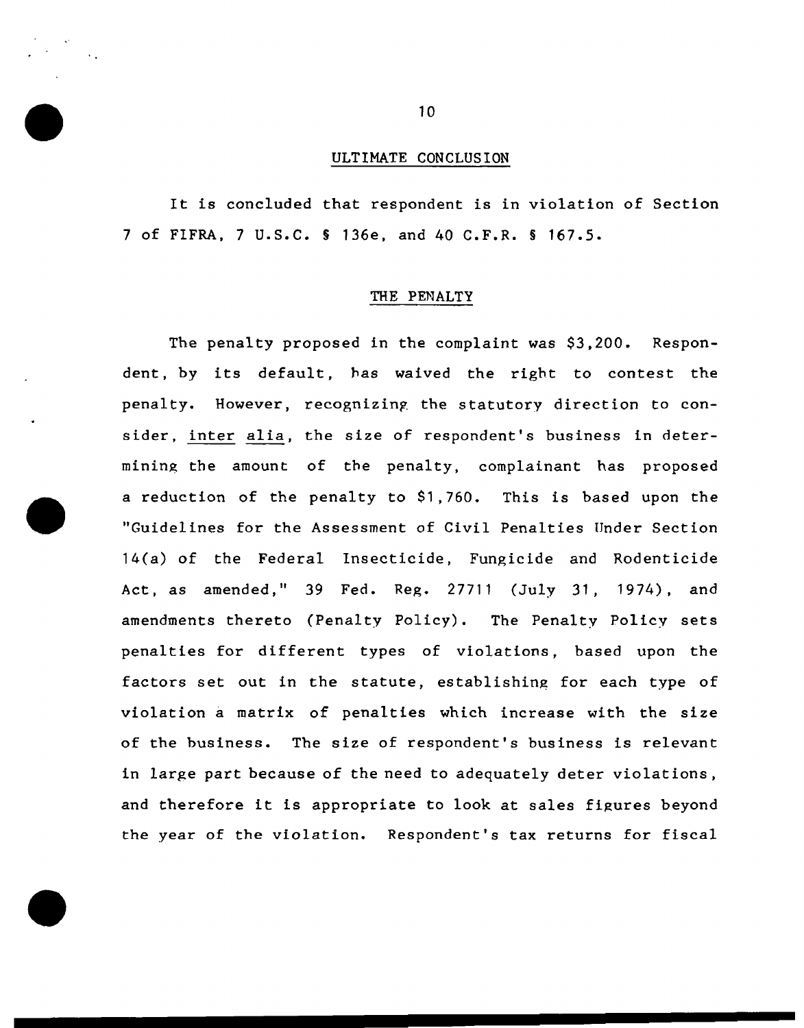## ULTIMATE CONCLUSION

It is concluded that respondent is in violation of Section 7 of FIFRA, 7 U.S.C. § 136e, and 40 C.F.R. § 167.5.

## THE PENALTY

The penalty proposed in the complaint was $3,200. Respondent, by its default, has waived the right to contest the penalty. However, recognizing the statutory direction to consider, inter alia, the size of respondent's business in determining the amount of the penalty, complainant has proposed a reduction of the penalty to $1,760. This is based upon the "Guidelines for the Assessment of Civil Penalties Under Section 14(a) of the Federal Insecticide, Fungicide and Rodenticide Act, as amended," 39 Fed. Reg. 27711 (July 31, 1974), and amendments thereto (Penalty Policy). The Penalty Policy sets penalties for different types of violations, based upon the factors set out in the statute, establishing for each type of violation a matrix of penalties which increase with the size of the business. The size of respondent's business is relevant in large part because of the need to adequately deter violations, and therefore it is appropriate to look at sales figures beyond the year of the violation. Respondent's tax returns for fiscal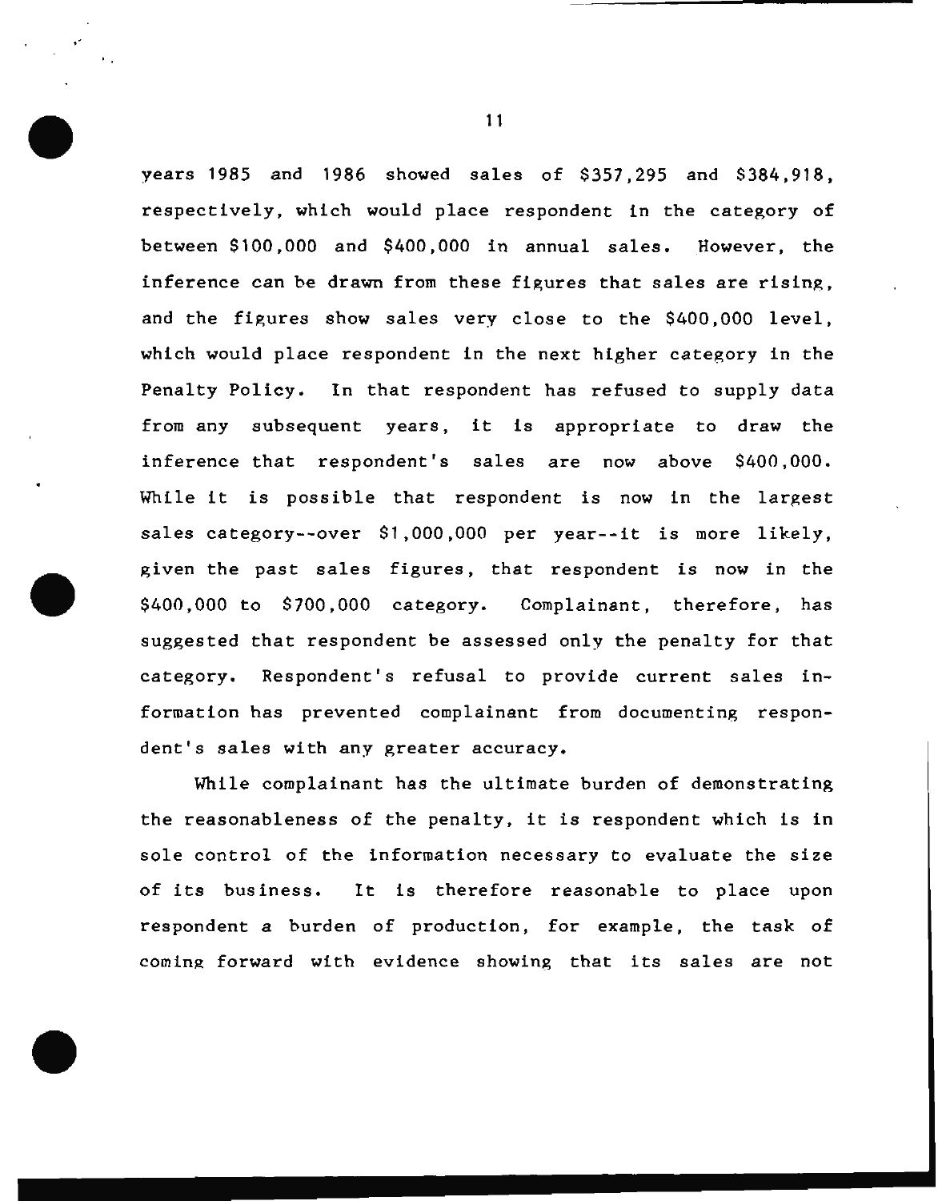years 1985 and 1986 showed sales of $357,295 and $384,918, respectively, which would place respondent in the category of between $100,000 and $400,000 in annual sales. However, the inference can be drawn from these figures that sales are rising, and the figures show sales very close to the $400,000 level, which would place respondent in the next higher category in the Penalty Policy. In that respondent has refused to supply data from any subsequent years, it is appropriate to draw the inference that respondent's sales are now above $400,000. While it is possible that respondent is now in the largest sales category--over $1,000,000 per year--it is more likely, given the past sales figures, that respondent is now in the $400,000 to $700,000 category. Complainant, therefore, has suggested that respondent be assessed only the penalty for that category. Respondent's refusal to provide current sales information has prevented complainant from documenting respondent's sales with any greater accuracy.

While complainant has the ultimate burden of demonstrating the reasonableness of the penalty, it is respondent which is in sole control of the information necessary to evaluate the size of its business. It is therefore reasonable to place upon respondent a burden of production, for example, the task of coming forward with evidence showing that its sales are not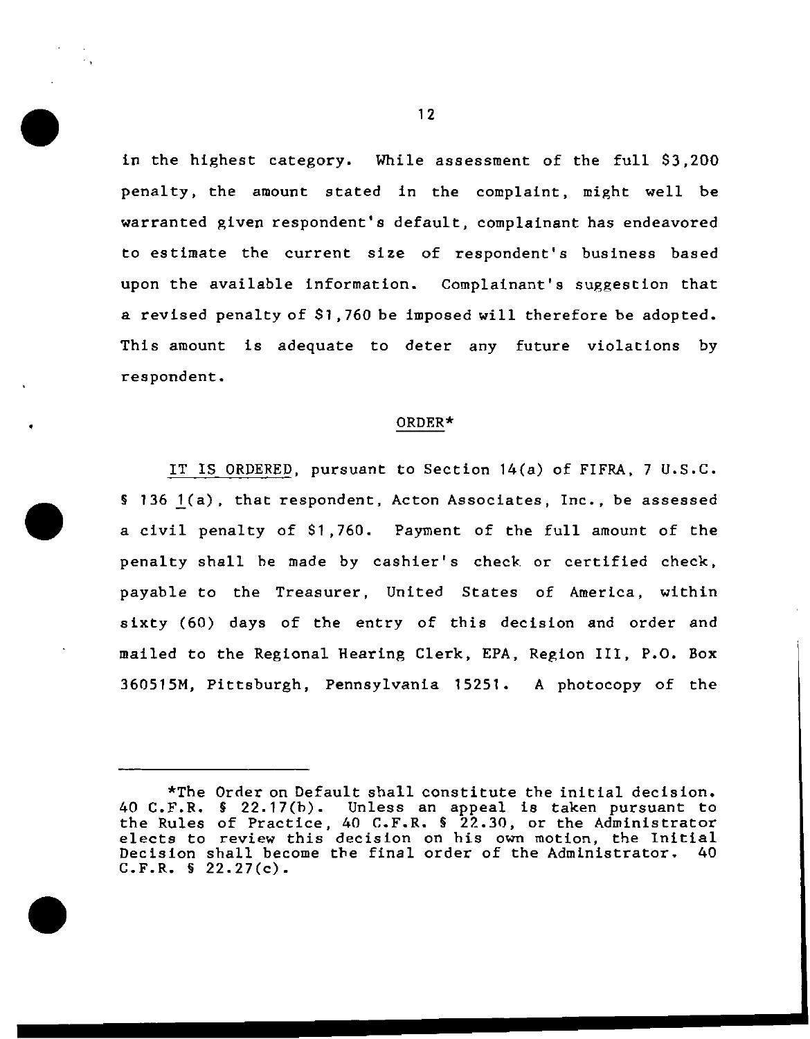in the highest category. While assessment of the full $3,200 penalty, the amount stated in the complaint, might well be warranted given respondent's default, complainant has endeavored to estimate the current size of respondent's business based upon the available information. Complainant's suggestion that a revised penalty of $1,760 be imposed will therefore be adopted. This amount is adequate to deter any future violations by respondent.

## ORDER*

IT IS ORDERED, pursuant to Section 14(a) of FIFRA, 7 U.S.C. § 136 1(a), that respondent, Acton Associates, Inc., be assessed a civil penalty of $1,760. Payment of the full amount of the penalty shall be made by cashier's check or certified check, payable to the Treasurer, United States of America, within sixty (60) days of the entry of this decision and order and mailed to the Regional Hearing Clerk, EPA, Region III, P.O. Box 360515M, Pittsburgh, Pennsylvania 15251. A photocopy of the

---

*The Order on Default shall constitute the initial decision. 40 C.F.R. § 22.17(b). Unless an appeal is taken pursuant to the Rules of Practice, 40 C.F.R. § 22.30, or the Administrator elects to review this decision on his own motion, the Initial Decision shall become the final order of the Administrator. 40 C.F.R. § 22.27(c).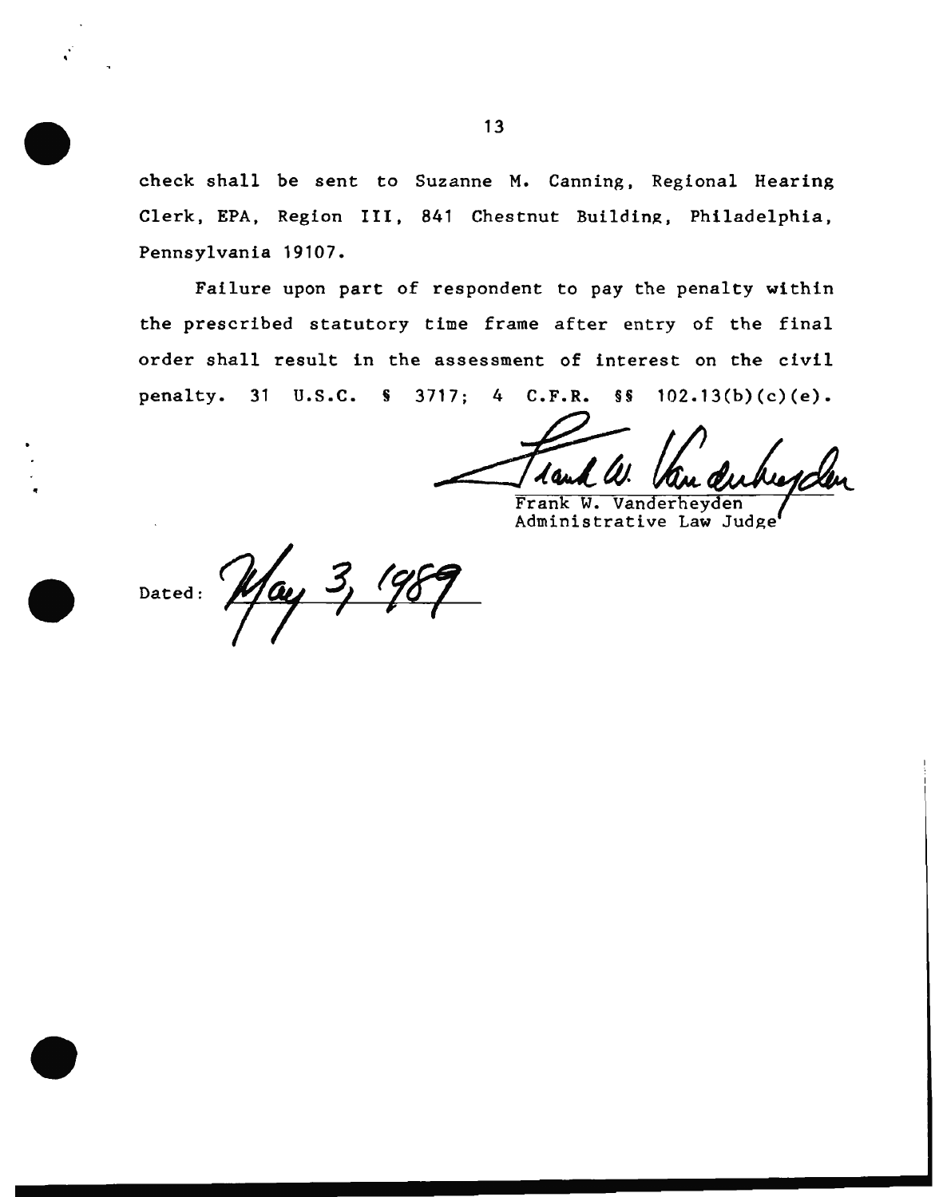check shall be sent to Suzanne M. Canning, Regional Hearing Clerk, EPA, Region III, 841 Chestnut Building, Philadelphia, Pennsylvania 19107.

Failure upon part of respondent to pay the penalty within the prescribed statutory time frame after entry of the final order shall result in the assessment of interest on the civil penalty. 31 U.S.C. § 3717; 4 C.F.R. §§ 102.13(b)(c)(e).

Frank W. Vanderheyden
Administrative Law Judge

Dated: May 3, 1989